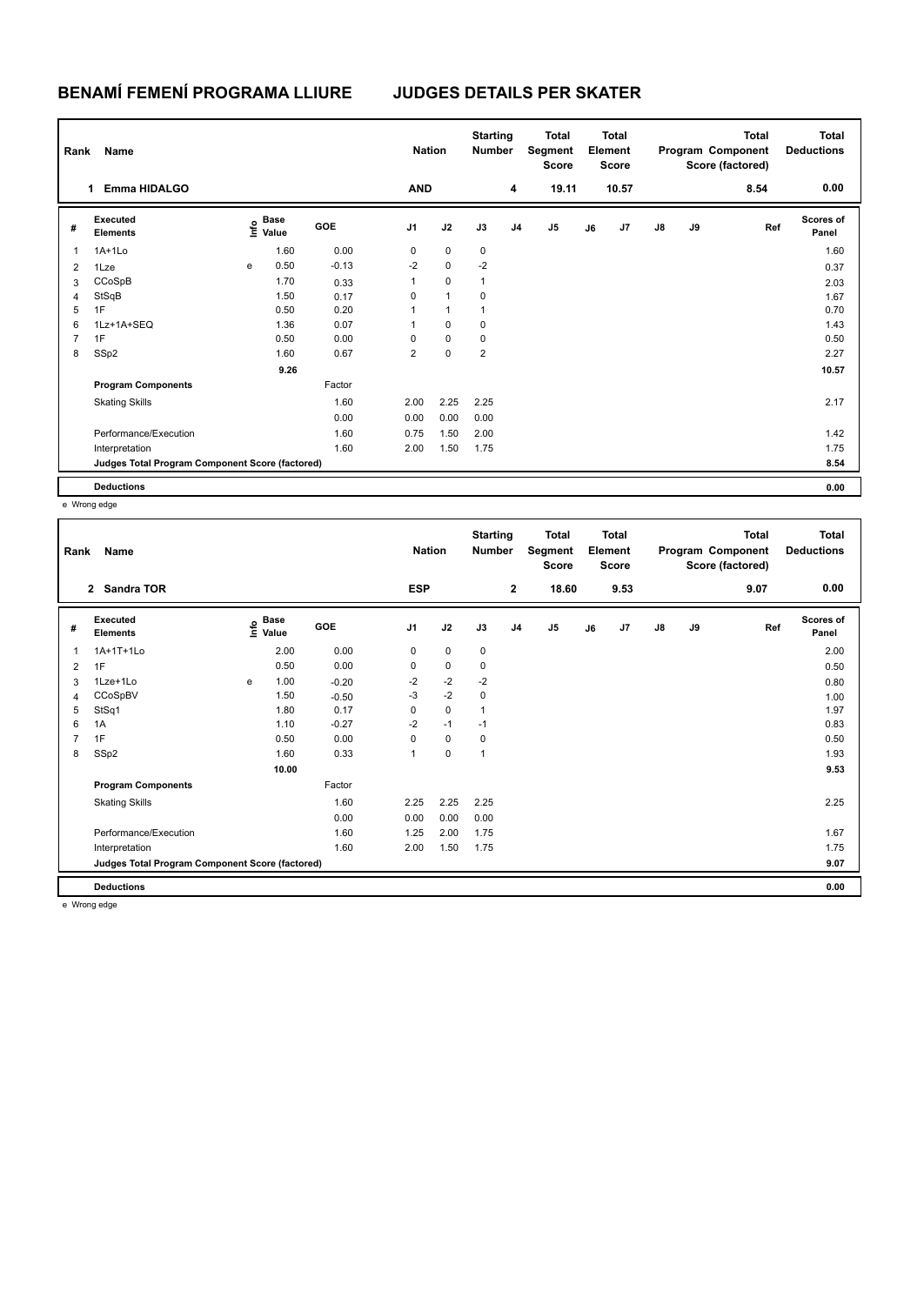# BENAMÍ FEMENÍ PROGRAMA LLIURE JUDGES DETAILS PER SKATER

| Rank | Name | Nation | Starting Number | Total Segment Score | Total Element Score | Total Program Component Score (factored) | Total Deductions |
|---|---|---|---|---|---|---|---|
| 1 | Emma HIDALGO | AND | 4 | 19.11 | 10.57 | 8.54 | 0.00 |

| # | Executed Elements | Info | Base Value | GOE | J1 | J2 | J3 | J4 | J5 | J6 | J7 | J8 | J9 | Ref | Scores of Panel |
|---|---|---|---|---|---|---|---|---|---|---|---|---|---|---|---|
| 1 | 1A+1Lo | | 1.60 | 0.00 | 0 | 0 | 0 | | | | | | | | 1.60 |
| 2 | 1Lze | e | 0.50 | -0.13 | -2 | 0 | -2 | | | | | | | | 0.37 |
| 3 | CCoSpB | | 1.70 | 0.33 | 1 | 0 | 1 | | | | | | | | 2.03 |
| 4 | StSqB | | 1.50 | 0.17 | 0 | 1 | 0 | | | | | | | | 1.67 |
| 5 | 1F | | 0.50 | 0.20 | 1 | 1 | 1 | | | | | | | | 0.70 |
| 6 | 1Lz+1A+SEQ | | 1.36 | 0.07 | 1 | 0 | 0 | | | | | | | | 1.43 |
| 7 | 1F | | 0.50 | 0.00 | 0 | 0 | 0 | | | | | | | | 0.50 |
| 8 | SSp2 | | 1.60 | 0.67 | 2 | 0 | 2 | | | | | | | | 2.27 |
| | | | 9.26 | | | | | | | | | | | | 10.57 |
| | **Program Components** | | | Factor | | | | | | | | | | | |
| | Skating Skills | | | 1.60 | 2.00 | 2.25 | 2.25 | | | | | | | | 2.17 |
| | | | | 0.00 | 0.00 | 0.00 | 0.00 | | | | | | | | |
| | Performance/Execution | | | 1.60 | 0.75 | 1.50 | 2.00 | | | | | | | | 1.42 |
| | Interpretation | | | 1.60 | 2.00 | 1.50 | 1.75 | | | | | | | | 1.75 |
| | **Judges Total Program Component Score (factored)** | | | | | | | | | | | | | | 8.54 |
| | **Deductions** | | | | | | | | | | | | | | 0.00 |

e Wrong edge

| Rank | Name | Nation | Starting Number | Total Segment Score | Total Element Score | Total Program Component Score (factored) | Total Deductions |
|---|---|---|---|---|---|---|---|
| 2 | Sandra TOR | ESP | 2 | 18.60 | 9.53 | 9.07 | 0.00 |

| # | Executed Elements | Info | Base Value | GOE | J1 | J2 | J3 | J4 | J5 | J6 | J7 | J8 | J9 | Ref | Scores of Panel |
|---|---|---|---|---|---|---|---|---|---|---|---|---|---|---|---|
| 1 | 1A+1T+1Lo | | 2.00 | 0.00 | 0 | 0 | 0 | | | | | | | | 2.00 |
| 2 | 1F | | 0.50 | 0.00 | 0 | 0 | 0 | | | | | | | | 0.50 |
| 3 | 1Lze+1Lo | e | 1.00 | -0.20 | -2 | -2 | -2 | | | | | | | | 0.80 |
| 4 | CCoSpBV | | 1.50 | -0.50 | -3 | -2 | 0 | | | | | | | | 1.00 |
| 5 | StSq1 | | 1.80 | 0.17 | 0 | 0 | 1 | | | | | | | | 1.97 |
| 6 | 1A | | 1.10 | -0.27 | -2 | -1 | -1 | | | | | | | | 0.83 |
| 7 | 1F | | 0.50 | 0.00 | 0 | 0 | 0 | | | | | | | | 0.50 |
| 8 | SSp2 | | 1.60 | 0.33 | 1 | 0 | 1 | | | | | | | | 1.93 |
| | | | 10.00 | | | | | | | | | | | | 9.53 |
| | **Program Components** | | | Factor | | | | | | | | | | | |
| | Skating Skills | | | 1.60 | 2.25 | 2.25 | 2.25 | | | | | | | | 2.25 |
| | | | | 0.00 | 0.00 | 0.00 | 0.00 | | | | | | | | |
| | Performance/Execution | | | 1.60 | 1.25 | 2.00 | 1.75 | | | | | | | | 1.67 |
| | Interpretation | | | 1.60 | 2.00 | 1.50 | 1.75 | | | | | | | | 1.75 |
| | **Judges Total Program Component Score (factored)** | | | | | | | | | | | | | | 9.07 |
| | **Deductions** | | | | | | | | | | | | | | 0.00 |

e Wrong edge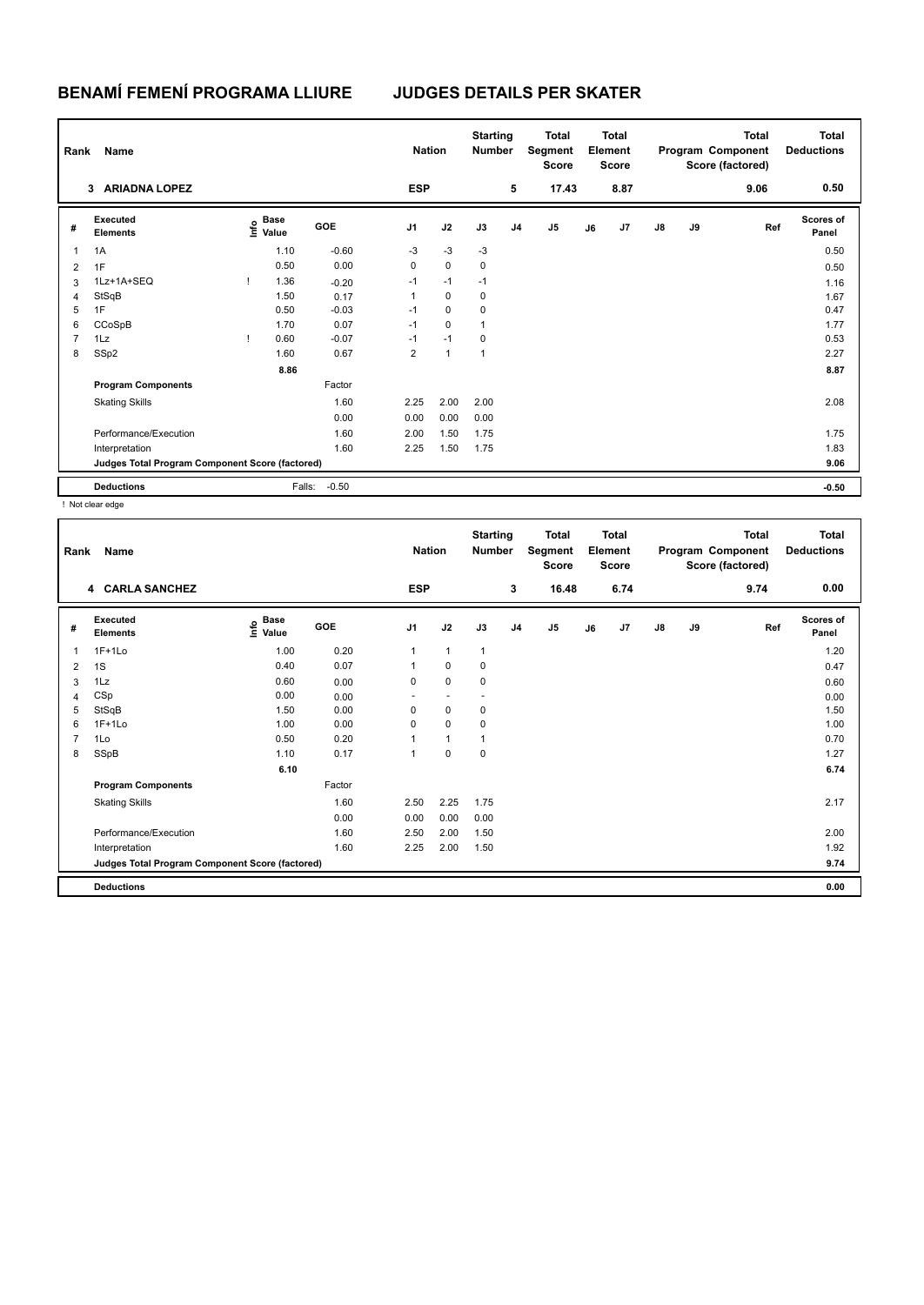# BENAMÍ FEMENÍ PROGRAMA LLIURE JUDGES DETAILS PER SKATER

| Rank | Name | Nation | Starting Number | Total Segment Score | Total Element Score | Total Program Component Score (factored) | Total Deductions |
|---|---|---|---|---|---|---|---|
| 3 | ARIADNA LOPEZ | ESP | 5 | 17.43 | 8.87 | 9.06 | 0.50 |

| # | Executed Elements | Info | Base Value | GOE | J1 | J2 | J3 | J4 | J5 | J6 | J7 | J8 | J9 | Ref | Scores of Panel |
|---|---|---|---|---|---|---|---|---|---|---|---|---|---|---|---|
| 1 | 1A | | 1.10 | -0.60 | -3 | -3 | -3 | | | | | | | | 0.50 |
| 2 | 1F | | 0.50 | 0.00 | 0 | 0 | 0 | | | | | | | | 0.50 |
| 3 | 1Lz+1A+SEQ | ! | 1.36 | -0.20 | -1 | -1 | -1 | | | | | | | | 1.16 |
| 4 | StSqB | | 1.50 | 0.17 | 1 | 0 | 0 | | | | | | | | 1.67 |
| 5 | 1F | | 0.50 | -0.03 | -1 | 0 | 0 | | | | | | | | 0.47 |
| 6 | CCoSpB | | 1.70 | 0.07 | -1 | 0 | 1 | | | | | | | | 1.77 |
| 7 | 1Lz | ! | 0.60 | -0.07 | -1 | -1 | 0 | | | | | | | | 0.53 |
| 8 | SSp2 | | 1.60 | 0.67 | 2 | 1 | 1 | | | | | | | | 2.27 |
| | | | 8.86 | | | | | | | | | | | | 8.87 |
| | **Program Components** | | | Factor | | | | | | | | | | | |
| | Skating Skills | | | 1.60 | 2.25 | 2.00 | 2.00 | | | | | | | | 2.08 |
| | | | | 0.00 | 0.00 | 0.00 | 0.00 | | | | | | | | |
| | Performance/Execution | | | 1.60 | 2.00 | 1.50 | 1.75 | | | | | | | | 1.75 |
| | Interpretation | | | 1.60 | 2.25 | 1.50 | 1.75 | | | | | | | | 1.83 |
| | **Judges Total Program Component Score (factored)** | | | | | | | | | | | | | | 9.06 |
| | **Deductions** | | Falls: | -0.50 | | | | | | | | | | | -0.50 |

! Not clear edge

| Rank | Name | Nation | Starting Number | Total Segment Score | Total Element Score | Total Program Component Score (factored) | Total Deductions |
|---|---|---|---|---|---|---|---|
| 4 | CARLA SANCHEZ | ESP | 3 | 16.48 | 6.74 | 9.74 | 0.00 |

| # | Executed Elements | Info | Base Value | GOE | J1 | J2 | J3 | J4 | J5 | J6 | J7 | J8 | J9 | Ref | Scores of Panel |
|---|---|---|---|---|---|---|---|---|---|---|---|---|---|---|---|
| 1 | 1F+1Lo | | 1.00 | 0.20 | 1 | 1 | 1 | | | | | | | | 1.20 |
| 2 | 1S | | 0.40 | 0.07 | 1 | 0 | 0 | | | | | | | | 0.47 |
| 3 | 1Lz | | 0.60 | 0.00 | 0 | 0 | 0 | | | | | | | | 0.60 |
| 4 | CSp | | 0.00 | 0.00 | - | - | - | | | | | | | | 0.00 |
| 5 | StSqB | | 1.50 | 0.00 | 0 | 0 | 0 | | | | | | | | 1.50 |
| 6 | 1F+1Lo | | 1.00 | 0.00 | 0 | 0 | 0 | | | | | | | | 1.00 |
| 7 | 1Lo | | 0.50 | 0.20 | 1 | 1 | 1 | | | | | | | | 0.70 |
| 8 | SSpB | | 1.10 | 0.17 | 1 | 0 | 0 | | | | | | | | 1.27 |
| | | | 6.10 | | | | | | | | | | | | 6.74 |
| | **Program Components** | | | Factor | | | | | | | | | | | |
| | Skating Skills | | | 1.60 | 2.50 | 2.25 | 1.75 | | | | | | | | 2.17 |
| | | | | 0.00 | 0.00 | 0.00 | 0.00 | | | | | | | | |
| | Performance/Execution | | | 1.60 | 2.50 | 2.00 | 1.50 | | | | | | | | 2.00 |
| | Interpretation | | | 1.60 | 2.25 | 2.00 | 1.50 | | | | | | | | 1.92 |
| | **Judges Total Program Component Score (factored)** | | | | | | | | | | | | | | 9.74 |
| | **Deductions** | | | | | | | | | | | | | | 0.00 |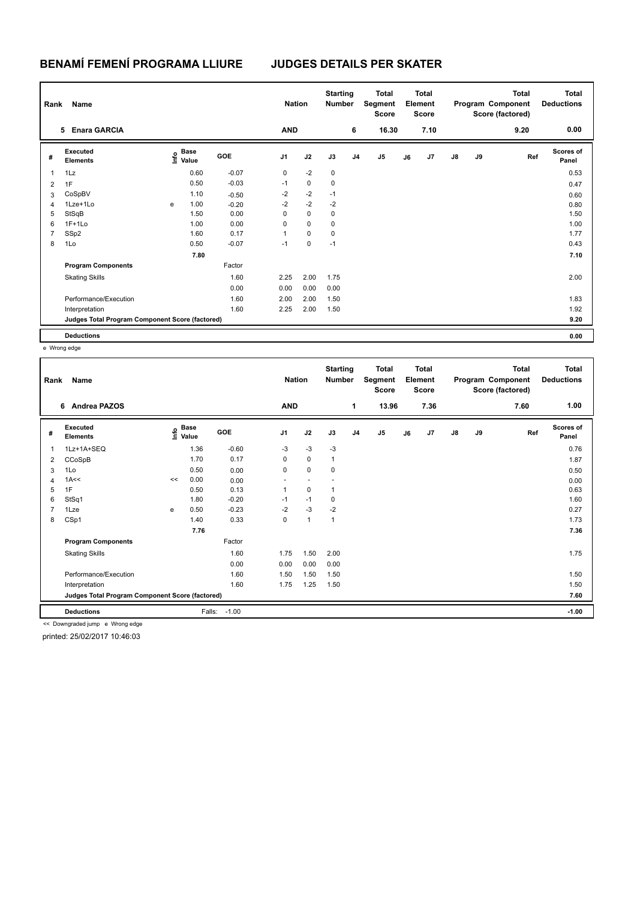# BENAMÍ FEMENÍ PROGRAMA LLIURE — JUDGES DETAILS PER SKATER

| Rank | Name | Nation | Starting Number | Total Segment Score | Total Element Score | Total Program Component Score (factored) | Total Deductions |
|---|---|---|---|---|---|---|---|
| 5 | Enara GARCIA | AND | 6 | 16.30 | 7.10 | 9.20 | 0.00 |

| # | Executed Elements | Info | Base Value | GOE | J1 | J2 | J3 | J4 | J5 | J6 | J7 | J8 | J9 | Ref | Scores of Panel |
|---|---|---|---|---|---|---|---|---|---|---|---|---|---|---|---|
| 1 | 1Lz | | 0.60 | -0.07 | 0 | -2 | 0 | | | | | | | | 0.53 |
| 2 | 1F | | 0.50 | -0.03 | -1 | 0 | 0 | | | | | | | | 0.47 |
| 3 | CoSpBV | | 1.10 | -0.50 | -2 | -2 | -1 | | | | | | | | 0.60 |
| 4 | 1Lze+1Lo | e | 1.00 | -0.20 | -2 | -2 | -2 | | | | | | | | 0.80 |
| 5 | StSqB | | 1.50 | 0.00 | 0 | 0 | 0 | | | | | | | | 1.50 |
| 6 | 1F+1Lo | | 1.00 | 0.00 | 0 | 0 | 0 | | | | | | | | 1.00 |
| 7 | SSp2 | | 1.60 | 0.17 | 1 | 0 | 0 | | | | | | | | 1.77 |
| 8 | 1Lo | | 0.50 | -0.07 | -1 | 0 | -1 | | | | | | | | 0.43 |
| | | | 7.80 | | | | | | | | | | | | 7.10 |
| | **Program Components** | | | Factor | | | | | | | | | | | |
| | Skating Skills | | | 1.60 | 2.25 | 2.00 | 1.75 | | | | | | | | 2.00 |
| | | | | 0.00 | 0.00 | 0.00 | 0.00 | | | | | | | | |
| | Performance/Execution | | | 1.60 | 2.00 | 2.00 | 1.50 | | | | | | | | 1.83 |
| | Interpretation | | | 1.60 | 2.25 | 2.00 | 1.50 | | | | | | | | 1.92 |
| | **Judges Total Program Component Score (factored)** | | | | | | | | | | | | | | 9.20 |
| | **Deductions** | | | | | | | | | | | | | | 0.00 |

e Wrong edge

| Rank | Name | Nation | Starting Number | Total Segment Score | Total Element Score | Total Program Component Score (factored) | Total Deductions |
|---|---|---|---|---|---|---|---|
| 6 | Andrea PAZOS | AND | 1 | 13.96 | 7.36 | 7.60 | 1.00 |

| # | Executed Elements | Info | Base Value | GOE | J1 | J2 | J3 | J4 | J5 | J6 | J7 | J8 | J9 | Ref | Scores of Panel |
|---|---|---|---|---|---|---|---|---|---|---|---|---|---|---|---|
| 1 | 1Lz+1A+SEQ | | 1.36 | -0.60 | -3 | -3 | -3 | | | | | | | | 0.76 |
| 2 | CCoSpB | | 1.70 | 0.17 | 0 | 0 | 1 | | | | | | | | 1.87 |
| 3 | 1Lo | | 0.50 | 0.00 | 0 | 0 | 0 | | | | | | | | 0.50 |
| 4 | 1A<< | << | 0.00 | 0.00 | - | - | - | | | | | | | | 0.00 |
| 5 | 1F | | 0.50 | 0.13 | 1 | 0 | 1 | | | | | | | | 0.63 |
| 6 | StSq1 | | 1.80 | -0.20 | -1 | -1 | 0 | | | | | | | | 1.60 |
| 7 | 1Lze | e | 0.50 | -0.23 | -2 | -3 | -2 | | | | | | | | 0.27 |
| 8 | CSp1 | | 1.40 | 0.33 | 0 | 1 | 1 | | | | | | | | 1.73 |
| | | | 7.76 | | | | | | | | | | | | 7.36 |
| | **Program Components** | | | Factor | | | | | | | | | | | |
| | Skating Skills | | | 1.60 | 1.75 | 1.50 | 2.00 | | | | | | | | 1.75 |
| | | | | 0.00 | 0.00 | 0.00 | 0.00 | | | | | | | | |
| | Performance/Execution | | | 1.60 | 1.50 | 1.50 | 1.50 | | | | | | | | 1.50 |
| | Interpretation | | | 1.60 | 1.75 | 1.25 | 1.50 | | | | | | | | 1.50 |
| | **Judges Total Program Component Score (factored)** | | | | | | | | | | | | | | 7.60 |
| | **Deductions** | | Falls: | -1.00 | | | | | | | | | | | -1.00 |

<< Downgraded jump e Wrong edge

printed: 25/02/2017 10:46:03